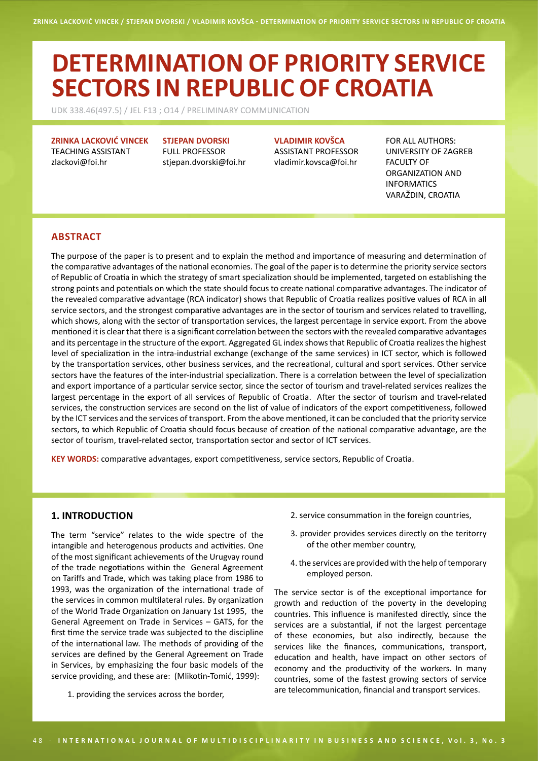# DETERMINATION OF PRIORITY SERVICE SECTORS IN REPUBLIC OF CROATIA

UDK 338.46(497.5) / JEL F13 ; O14 / PRELIMINARY COMMUNICATION

**ZRINKA LACKOVIĆ VINCEK**
TEACHING ASSISTANT
zlackovi@foi.hr

**STJEPAN DVORSKI**
FULL PROFESSOR
stjepan.dvorski@foi.hr

**VLADIMIR KOVŠCA**
ASSISTANT PROFESSOR
vladimir.kovsca@foi.hr

FOR ALL AUTHORS:
UNIVERSITY OF ZAGREB
FACULTY OF ORGANIZATION AND INFORMATICS
VARAŽDIN, CROATIA

## ABSTRACT

The purpose of the paper is to present and to explain the method and importance of measuring and determination of the comparative advantages of the national economies. The goal of the paper is to determine the priority service sectors of Republic of Croatia in which the strategy of smart specialization should be implemented, targeted on establishing the strong points and potentials on which the state should focus to create national comparative advantages. The indicator of the revealed comparative advantage (RCA indicator) shows that Republic of Croatia realizes positive values of RCA in all service sectors, and the strongest comparative advantages are in the sector of tourism and services related to travelling, which shows, along with the sector of transportation services, the largest percentage in service export. From the above mentioned it is clear that there is a significant correlation between the sectors with the revealed comparative advantages and its percentage in the structure of the export. Aggregated GL index shows that Republic of Croatia realizes the highest level of specialization in the intra-industrial exchange (exchange of the same services) in ICT sector, which is followed by the transportation services, other business services, and the recreational, cultural and sport services. Other service sectors have the features of the inter-industrial specialization. There is a correlation between the level of specialization and export importance of a particular service sector, since the sector of tourism and travel-related services realizes the largest percentage in the export of all services of Republic of Croatia. After the sector of tourism and travel-related services, the construction services are second on the list of value of indicators of the export competitiveness, followed by the ICT services and the services of transport. From the above mentioned, it can be concluded that the priority service sectors, to which Republic of Croatia should focus because of creation of the national comparative advantage, are the sector of tourism, travel-related sector, transportation sector and sector of ICT services.

**KEY WORDS:** comparative advantages, export competitiveness, service sectors, Republic of Croatia.

## 1. INTRODUCTION

The term "service" relates to the wide spectre of the intangible and heterogenous products and activities. One of the most significant achievements of the Urugvay round of the trade negotiations within the General Agreement on Tariffs and Trade, which was taking place from 1986 to 1993, was the organization of the international trade of the services in common multilateral rules. By organization of the World Trade Organization on January 1st 1995, the General Agreement on Trade in Services – GATS, for the first time the service trade was subjected to the discipline of the international law. The methods of providing of the services are defined by the General Agreement on Trade in Services, by emphasizing the four basic models of the service providing, and these are: (Mlikotin-Tomić, 1999):

1. providing the services across the border,
2. service consummation in the foreign countries,
3. provider provides services directly on the teritorry of the other member country,
4. the services are provided with the help of temporary employed person.

The service sector is of the exceptional importance for growth and reduction of the poverty in the developing countries. This influence is manifested directly, since the services are a substantial, if not the largest percentage of these economies, but also indirectly, because the services like the finances, communications, transport, education and health, have impact on other sectors of economy and the productivity of the workers. In many countries, some of the fastest growing sectors of service are telecommunication, financial and transport services.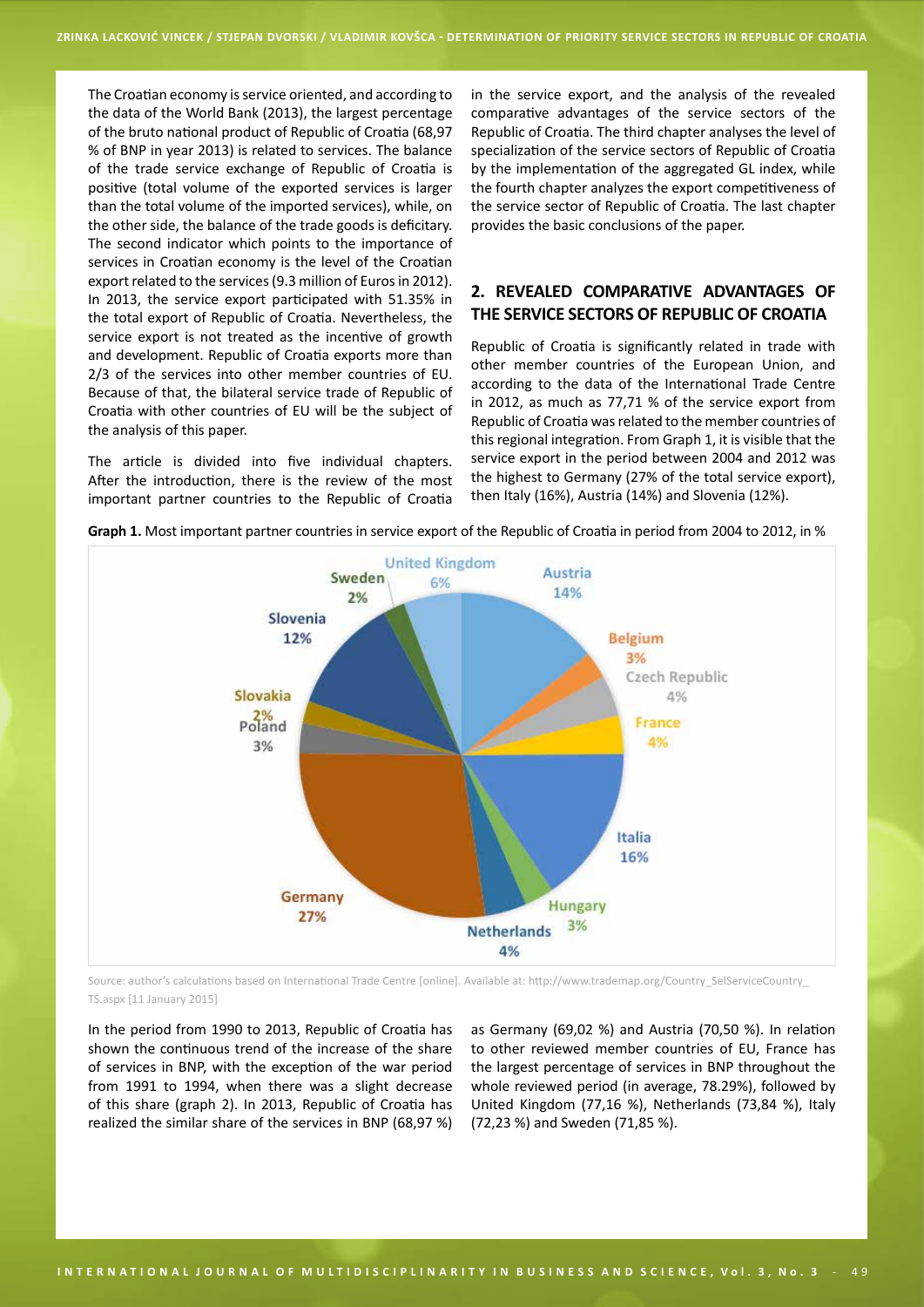The Croatian economy is service oriented, and according to the data of the World Bank (2013), the largest percentage of the bruto national product of Republic of Croatia (68,97 % of BNP in year 2013) is related to services. The balance of the trade service exchange of Republic of Croatia is positive (total volume of the exported services is larger than the total volume of the imported services), while, on the other side, the balance of the trade goods is deficitary. The second indicator which points to the importance of services in Croatian economy is the level of the Croatian export related to the services (9.3 million of Euros in 2012). In 2013, the service export participated with 51.35% in the total export of Republic of Croatia. Nevertheless, the service export is not treated as the incentive of growth and development. Republic of Croatia exports more than 2/3 of the services into other member countries of EU. Because of that, the bilateral service trade of Republic of Croatia with other countries of EU will be the subject of the analysis of this paper.

The article is divided into five individual chapters. After the introduction, there is the review of the most important partner countries to the Republic of Croatia in the service export, and the analysis of the revealed comparative advantages of the service sectors of the Republic of Croatia. The third chapter analyses the level of specialization of the service sectors of Republic of Croatia by the implementation of the aggregated GL index, while the fourth chapter analyzes the export competitiveness of the service sector of Republic of Croatia. The last chapter provides the basic conclusions of the paper.

## 2. REVEALED COMPARATIVE ADVANTAGES OF THE SERVICE SECTORS OF REPUBLIC OF CROATIA

Republic of Croatia is significantly related in trade with other member countries of the European Union, and according to the data of the International Trade Centre in 2012, as much as 77,71 % of the service export from Republic of Croatia was related to the member countries of this regional integration. From Graph 1, it is visible that the service export in the period between 2004 and 2012 was the highest to Germany (27% of the total service export), then Italy (16%), Austria (14%) and Slovenia (12%).

**Graph 1.** Most important partner countries in service export of the Republic of Croatia in period from 2004 to 2012, in %

Source: author's calculations based on International Trade Centre [online]. Available at: http://www.trademap.org/Country_SelServiceCountry_TS.aspx [11 January 2015]

In the period from 1990 to 2013, Republic of Croatia has shown the continuous trend of the increase of the share of services in BNP, with the exception of the war period from 1991 to 1994, when there was a slight decrease of this share (graph 2). In 2013, Republic of Croatia has realized the similar share of the services in BNP (68,97 %) as Germany (69,02 %) and Austria (70,50 %). In relation to other reviewed member countries of EU, France has the largest percentage of services in BNP throughout the whole reviewed period (in average, 78.29%), followed by United Kingdom (77,16 %), Netherlands (73,84 %), Italy (72,23 %) and Sweden (71,85 %).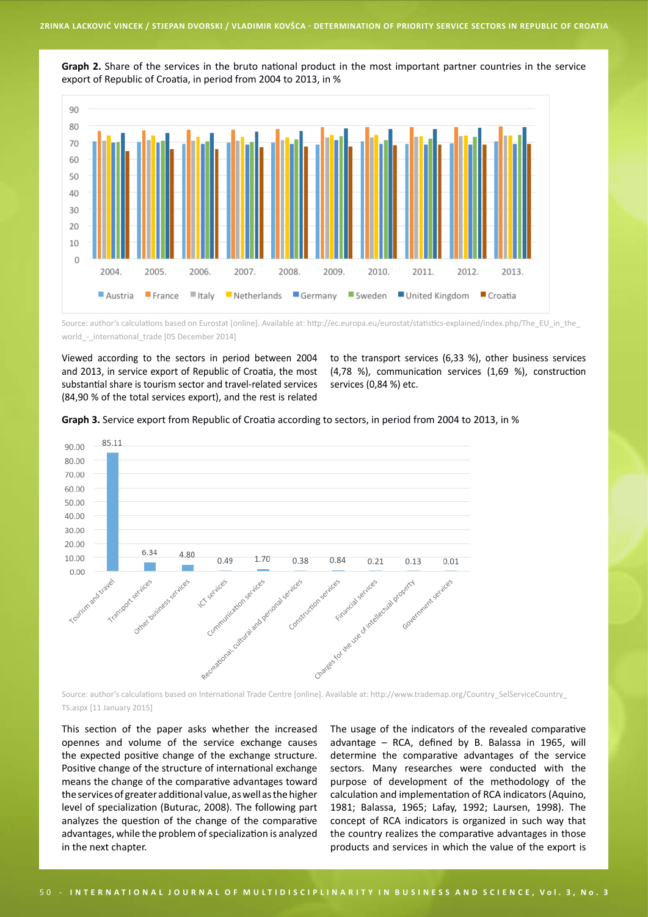**Graph 2.** Share of the services in the bruto national product in the most important partner countries in the service export of Republic of Croatia, in period from 2004 to 2013, in %

Source: author's calculations based on Eurostat [online]. Available at: http://ec.europa.eu/eurostat/statistics-explained/index.php/The_EU_in_the_world_-_international_trade [05 December 2014]

Viewed according to the sectors in period between 2004 and 2013, in service export of Republic of Croatia, the most substantial share is tourism sector and travel-related services (84,90 % of the total services export), and the rest is related to the transport services (6,33 %), other business services (4,78 %), communication services (1,69 %), construction services (0,84 %) etc.

**Graph 3.** Service export from Republic of Croatia according to sectors, in period from 2004 to 2013, in %

Source: author's calculations based on International Trade Centre [online]. Available at: http://www.trademap.org/Country_SelServiceCountry_TS.aspx [11 January 2015]

This section of the paper asks whether the increased opennes and volume of the service exchange causes the expected positive change of the exchange structure. Positive change of the structure of international exchange means the change of the comparative advantages toward the services of greater additional value, as well as the higher level of specialization (Buturac, 2008). The following part analyzes the question of the change of the comparative advantages, while the problem of specialization is analyzed in the next chapter.

The usage of the indicators of the revealed comparative advantage – RCA, defined by B. Balassa in 1965, will determine the comparative advantages of the service sectors. Many researches were conducted with the purpose of development of the methodology of the calculation and implementation of RCA indicators (Aquino, 1981; Balassa, 1965; Lafay, 1992; Laursen, 1998). The concept of RCA indicators is organized in such way that the country realizes the comparative advantages in those products and services in which the value of the export is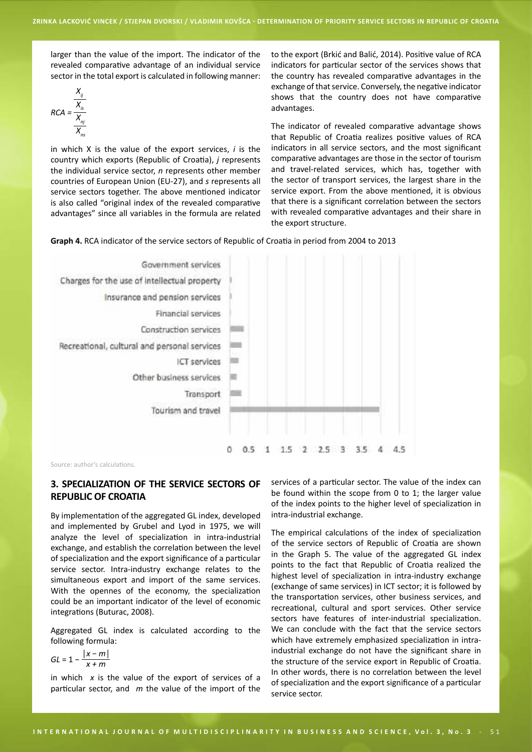larger than the value of the import. The indicator of the revealed comparative advantage of an individual service sector in the total export is calculated in following manner:

$$RCA = \frac{\frac{X_{ij}}{X_{is}}}{\frac{X_{nj}}{X_{ns}}}$$

in which X is the value of the export services, *i* is the country which exports (Republic of Croatia), *j* represents the individual service sector, *n* represents other member countries of European Union (EU-27), and *s* represents all service sectors together. The above mentioned indicator is also called "original index of the revealed comparative advantages" since all variables in the formula are related to the export (Brkić and Balić, 2014). Positive value of RCA indicators for particular sector of the services shows that the country has revealed comparative advantages in the exchange of that service. Conversely, the negative indicator shows that the country does not have comparative advantages.

The indicator of revealed comparative advantage shows that Republic of Croatia realizes positive values of RCA indicators in all service sectors, and the most significant comparative advantages are those in the sector of tourism and travel-related services, which has, together with the sector of transport services, the largest share in the service export. From the above mentioned, it is obvious that there is a significant correlation between the sectors with revealed comparative advantages and their share in the export structure.

**Graph 4.** RCA indicator of the service sectors of Republic of Croatia in period from 2004 to 2013

Source: author's calculations.

## 3. SPECIALIZATION OF THE SERVICE SECTORS OF REPUBLIC OF CROATIA

By implementation of the aggregated GL index, developed and implemented by Grubel and Lyod in 1975, we will analyze the level of specialization in intra-industrial exchange, and establish the correlation between the level of specialization and the export significance of a particular service sector. Intra-industry exchange relates to the simultaneous export and import of the same services. With the opennes of the economy, the specialization could be an important indicator of the level of economic integrations (Buturac, 2008).

Aggregated GL index is calculated according to the following formula:

$$GL = 1 - \frac{|x - m|}{x + m}$$

in which *x* is the value of the export of services of a particular sector, and *m* the value of the import of the services of a particular sector. The value of the index can be found within the scope from 0 to 1; the larger value of the index points to the higher level of specialization in intra-industrial exchange.

The empirical calculations of the index of specialization of the service sectors of Republic of Croatia are shown in the Graph 5. The value of the aggregated GL index points to the fact that Republic of Croatia realized the highest level of specialization in intra-industry exchange (exchange of same services) in ICT sector; it is followed by the transportation services, other business services, and recreational, cultural and sport services. Other service sectors have features of inter-industrial specialization. We can conclude with the fact that the service sectors which have extremely emphasized specialization in intra-industrial exchange do not have the significant share in the structure of the service export in Republic of Croatia. In other words, there is no correlation between the level of specialization and the export significance of a particular service sector.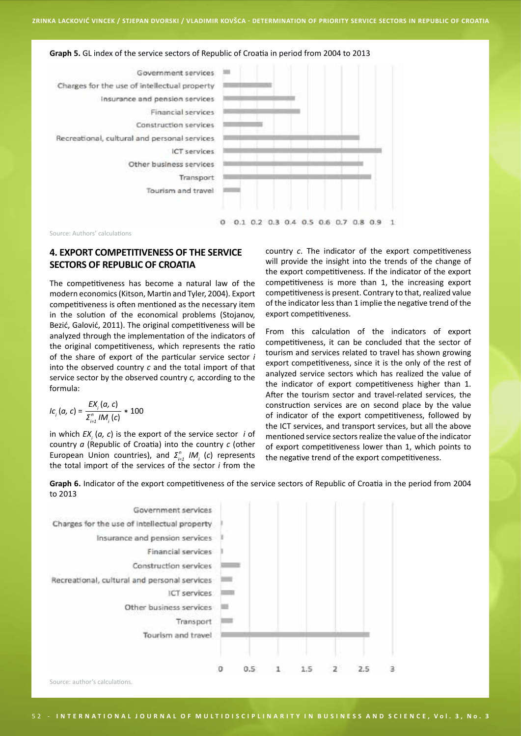**Graph 5.** GL index of the service sectors of Republic of Croatia in period from 2004 to 2013

Source: Authors' calculations

## 4. EXPORT COMPETITIVENESS OF THE SERVICE SECTORS OF REPUBLIC OF CROATIA

The competitiveness has become a natural law of the modern economics (Kitson, Martin and Tyler, 2004). Export competitiveness is often mentioned as the necessary item in the solution of the economical problems (Stojanov, Bezić, Galović, 2011). The original competitiveness will be analyzed through the implementation of the indicators of the original competitiveness, which represents the ratio of the share of export of the particular service sector *i* into the observed country *c* and the total import of that service sector by the observed country *c,* according to the formula:

$$Ic_i\,(a,\,c) = \frac{EX_i\,(a,\,c)}{\Sigma_{i=1}^{n}\,IM_i\,(c)} * 100$$

in which $EX_i\,(a, c)$ is the export of the service sector *i* of country *a* (Republic of Croatia) into the country *c* (other European Union countries), and $\Sigma_{i=1}^{n}\ IM_i\ (c)$ represents the total import of the services of the sector *i* from the country *c*. The indicator of the export competitiveness will provide the insight into the trends of the change of the export competitiveness. If the indicator of the export competitiveness is more than 1, the increasing export competitiveness is present. Contrary to that, realized value of the indicator less than 1 implie the negative trend of the export competitiveness.

From this calculation of the indicators of export competitiveness, it can be concluded that the sector of tourism and services related to travel has shown growing export competitiveness, since it is the only of the rest of analyzed service sectors which has realized the value of the indicator of export competitiveness higher than 1. After the tourism sector and travel-related services, the construction services are on second place by the value of indicator of the export competitiveness, followed by the ICT services, and transport services, but all the above mentioned service sectors realize the value of the indicator of export competitiveness lower than 1, which points to the negative trend of the export competitiveness.

**Graph 6.** Indicator of the export competitiveness of the service sectors of Republic of Croatia in the period from 2004 to 2013

Source: author's calculations.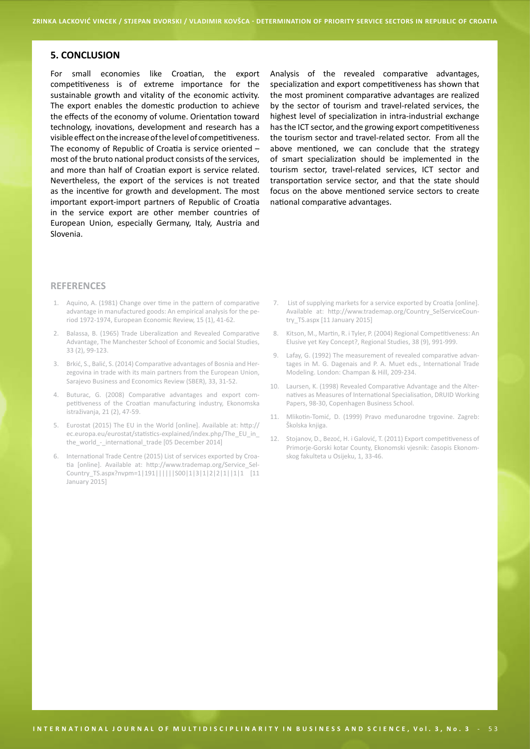## 5. CONCLUSION

For small economies like Croatian, the export competitiveness is of extreme importance for the sustainable growth and vitality of the economic activity. The export enables the domestic production to achieve the effects of the economy of volume. Orientation toward technology, inovations, development and research has a visible effect on the increase of the level of competitiveness. The economy of Republic of Croatia is service oriented – most of the bruto national product consists of the services, and more than half of Croatian export is service related. Nevertheless, the export of the services is not treated as the incentive for growth and development. The most important export-import partners of Republic of Croatia in the service export are other member countries of European Union, especially Germany, Italy, Austria and Slovenia.

Analysis of the revealed comparative advantages, specialization and export competitiveness has shown that the most prominent comparative advantages are realized by the sector of tourism and travel-related services, the highest level of specialization in intra-industrial exchange has the ICT sector, and the growing export competitiveness the tourism sector and travel-related sector. From all the above mentioned, we can conclude that the strategy of smart specialization should be implemented in the tourism sector, travel-related services, ICT sector and transportation service sector, and that the state should focus on the above mentioned service sectors to create national comparative advantages.

## REFERENCES

1. Aquino, A. (1981) Change over time in the pattern of comparative advantage in manufactured goods: An empirical analysis for the period 1972-1974, European Economic Review, 15 (1), 41-62.
2. Balassa, B. (1965) Trade Liberalization and Revealed Comparative Advantage, The Manchester School of Economic and Social Studies, 33 (2), 99-123.
3. Brkić, S., Balić, S. (2014) Comparative advantages of Bosnia and Herzegovina in trade with its main partners from the European Union, Sarajevo Business and Economics Review (SBER), 33, 31-52.
4. Buturac, G. (2008) Comparative advantages and export competitiveness of the Croatian manufacturing industry, Ekonomska istraživanja, 21 (2), 47-59.
5. Eurostat (2015) The EU in the World [online]. Available at: http://ec.europa.eu/eurostat/statistics-explained/index.php/The_EU_in_the_world_-_international_trade [05 December 2014]
6. International Trade Centre (2015) List of services exported by Croatia [online]. Available at: http://www.trademap.org/Service_SelCountry_TS.aspx?nvpm=1|191||||||S00|1|3|1|2|2|1||1|1 [11 January 2015]
7. List of supplying markets for a service exported by Croatia [online]. Available at: http://www.trademap.org/Country_SelServiceCountry_TS.aspx [11 January 2015]
8. Kitson, M., Martin, R. i Tyler, P. (2004) Regional Competitiveness: An Elusive yet Key Concept?, Regional Studies, 38 (9), 991-999.
9. Lafay, G. (1992) The measurement of revealed comparative advantages in M. G. Dagenais and P. A. Muet eds., International Trade Modeling. London: Champan & Hill, 209-234.
10. Laursen, K. (1998) Revealed Comparative Advantage and the Alternatives as Measures of International Specialisation, DRUID Working Papers, 98-30, Copenhagen Business School.
11. Mlikotin-Tomić, D. (1999) Pravo međunarodne trgovine. Zagreb: Školska knjiga.
12. Stojanov, D., Bezoć, H. i Galović, T. (2011) Export competitiveness of Primorje-Gorski kotar County, Ekonomski vjesnik: časopis Ekonomskog fakulteta u Osijeku, 1, 33-46.